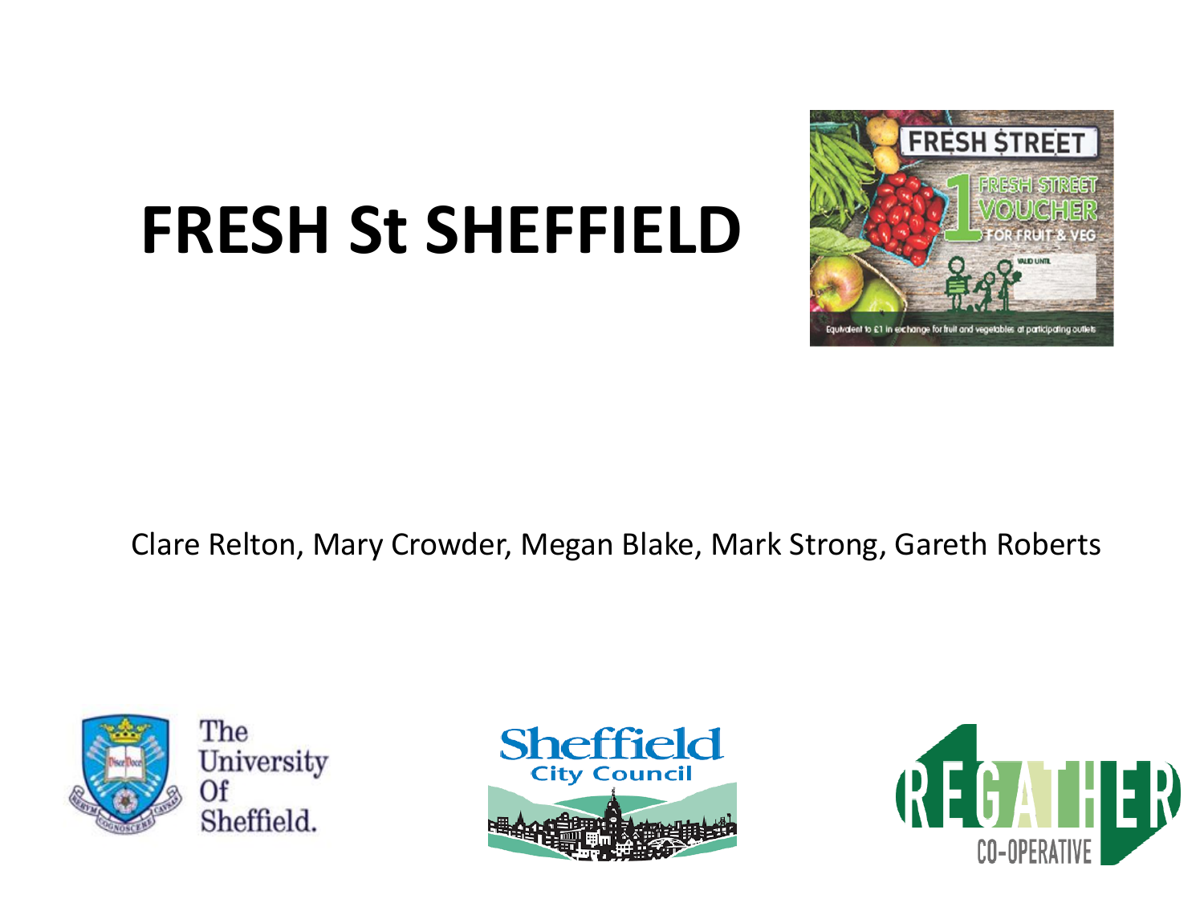# FRESH St SHEFFIELD

Clare Relton, Mary Crowder, Megan Blake, Mark Strong, Gareth Roberts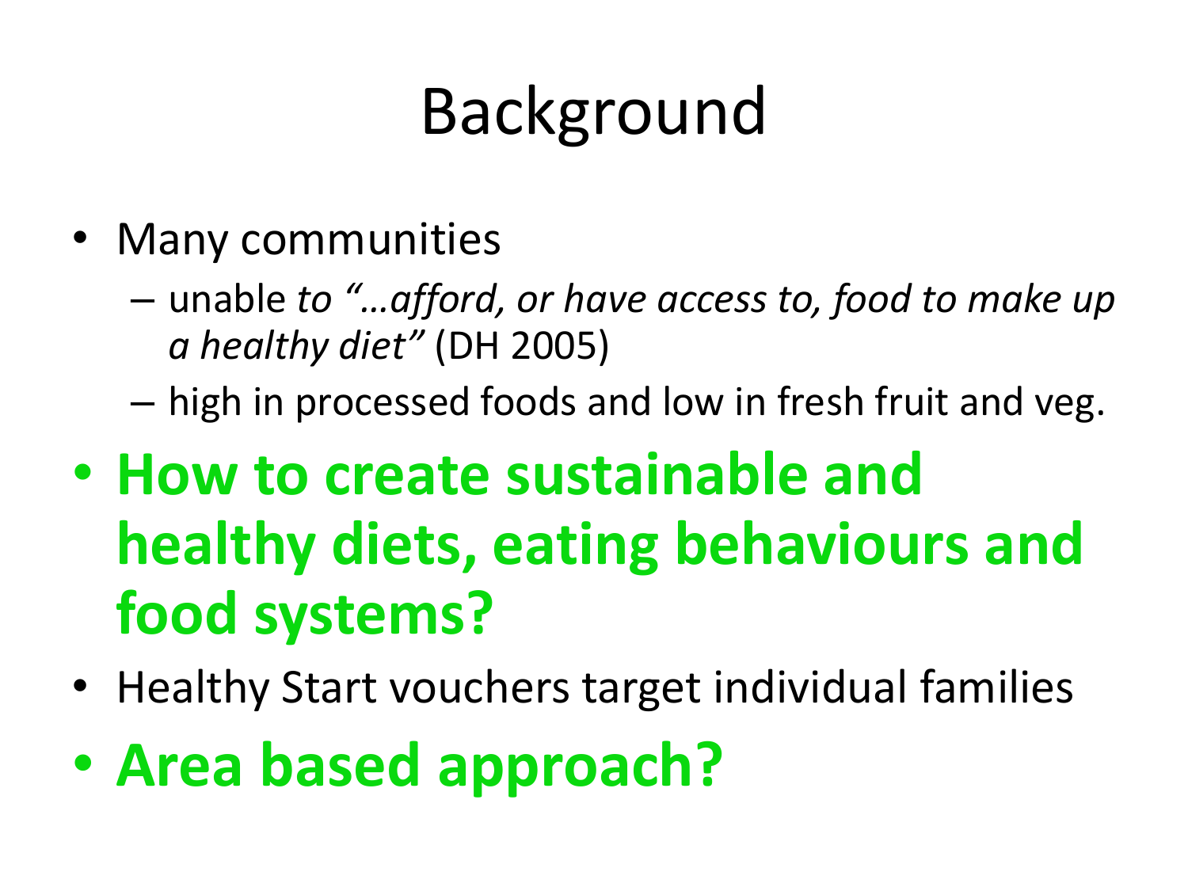# Background

- Many communities
  - unable *to "…afford, or have access to, food to make up a healthy diet"* (DH 2005)
  - high in processed foods and low in fresh fruit and veg.
- **How to create sustainable and healthy diets, eating behaviours and food systems?**
- Healthy Start vouchers target individual families
- **Area based approach?**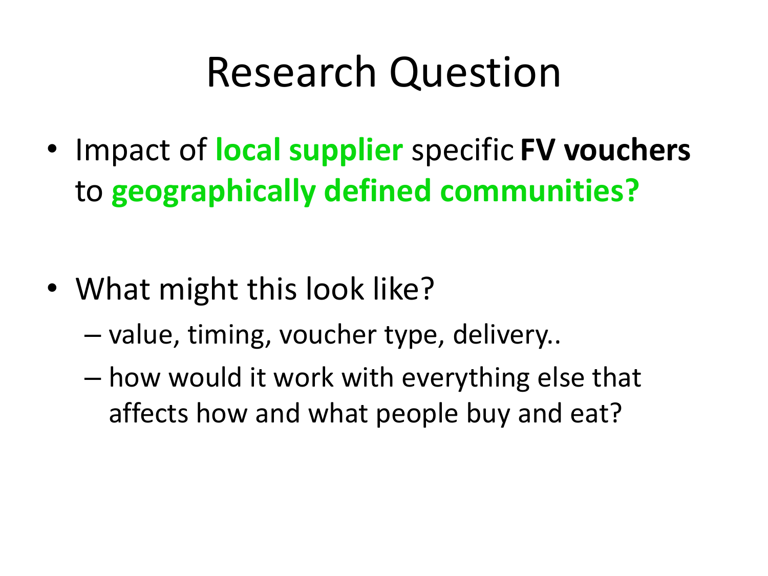# Research Question

- Impact of **local supplier** specific **FV vouchers** to **geographically defined communities?**

- What might this look like?
  - value, timing, voucher type, delivery..
  - how would it work with everything else that affects how and what people buy and eat?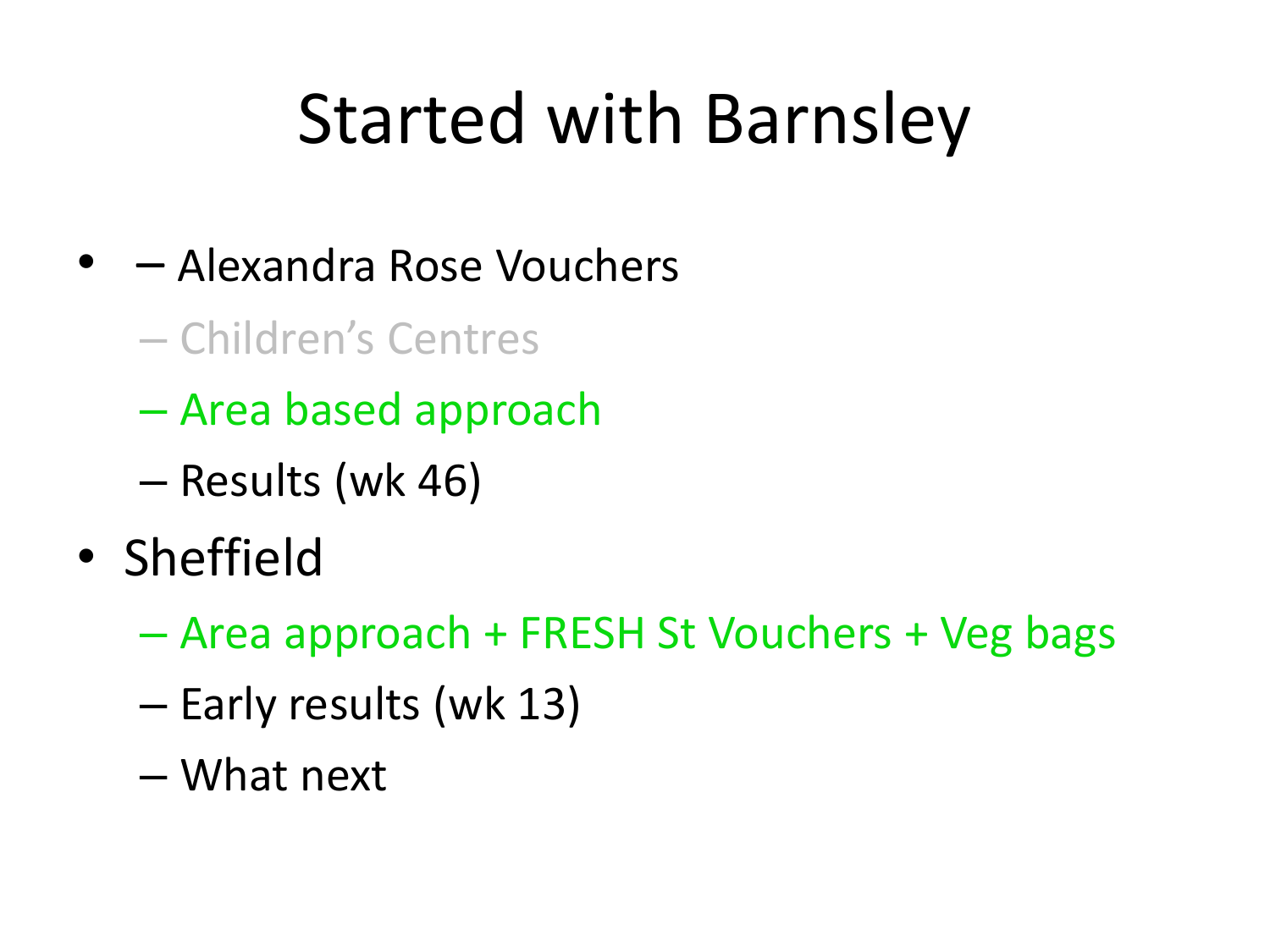# Started with Barnsley

- – Alexandra Rose Vouchers
  - – Children's Centres
  - – Area based approach
  - – Results (wk 46)
- Sheffield
  - – Area approach + FRESH St Vouchers + Veg bags
  - – Early results (wk 13)
  - – What next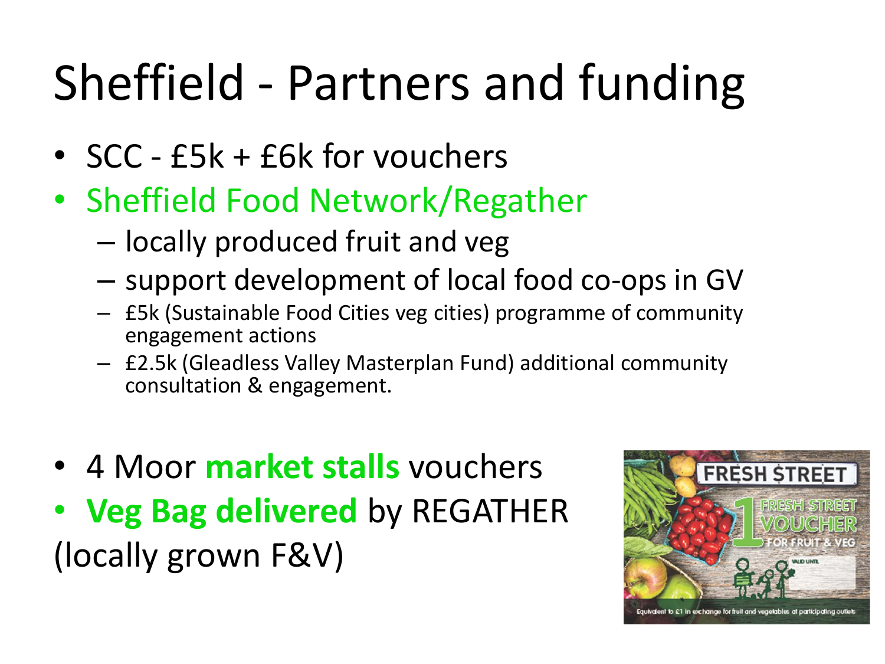# Sheffield - Partners and funding

- SCC - £5k + £6k for vouchers
- Sheffield Food Network/Regather
  - locally produced fruit and veg
  - support development of local food co-ops in GV
  - £5k (Sustainable Food Cities veg cities) programme of community engagement actions
  - £2.5k (Gleadless Valley Masterplan Fund) additional community consultation & engagement.

- 4 Moor **market stalls** vouchers
- **Veg Bag delivered** by REGATHER (locally grown F&V)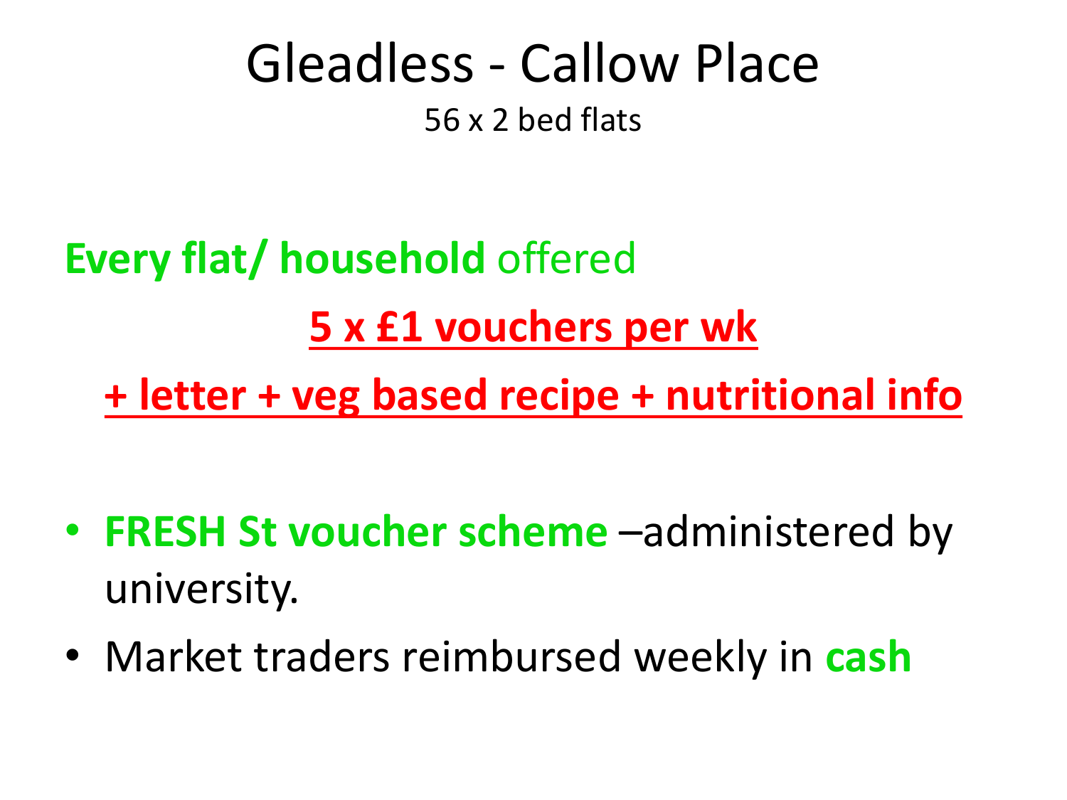# Gleadless - Callow Place

56 x 2 bed flats

**Every flat/ household** offered

**5 x £1 vouchers per wk**

**+ letter + veg based recipe + nutritional info**

- **FRESH St voucher scheme** –administered by university.
- Market traders reimbursed weekly in **cash**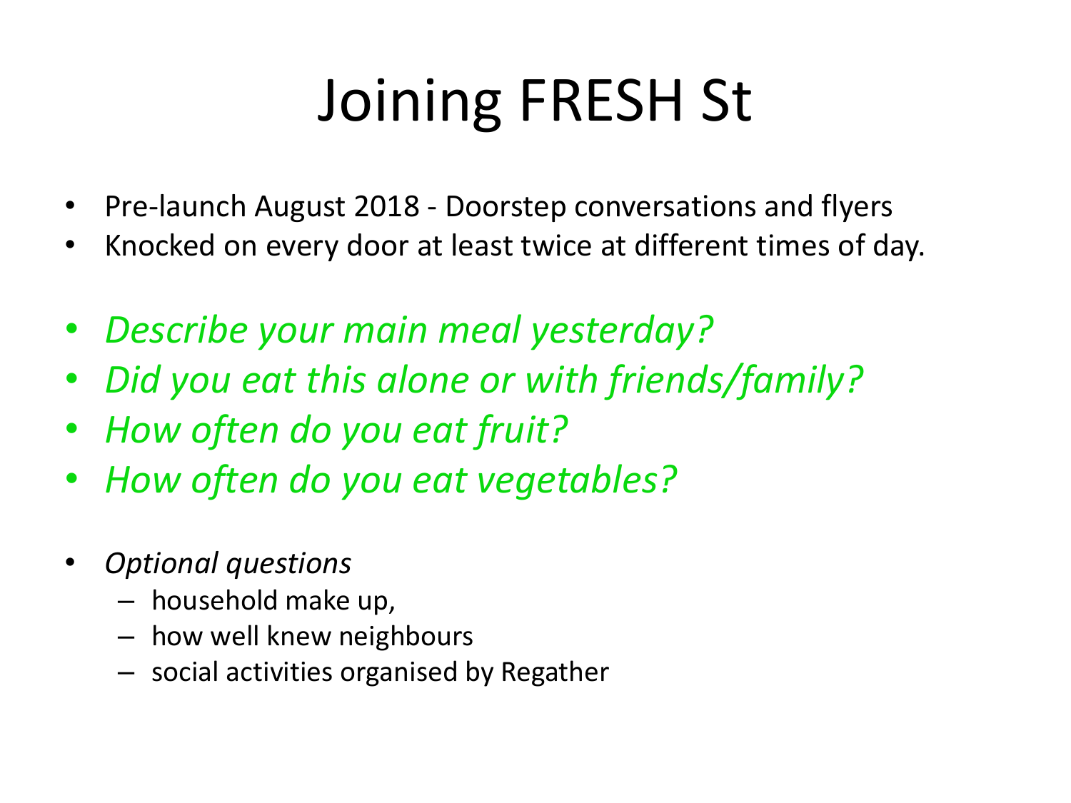# Joining FRESH St

- Pre-launch August 2018 - Doorstep conversations and flyers
- Knocked on every door at least twice at different times of day.

- *Describe your main meal yesterday?*
- *Did you eat this alone or with friends/family?*
- *How often do you eat fruit?*
- *How often do you eat vegetables?*

- *Optional questions*
  - household make up,
  - how well knew neighbours
  - social activities organised by Regather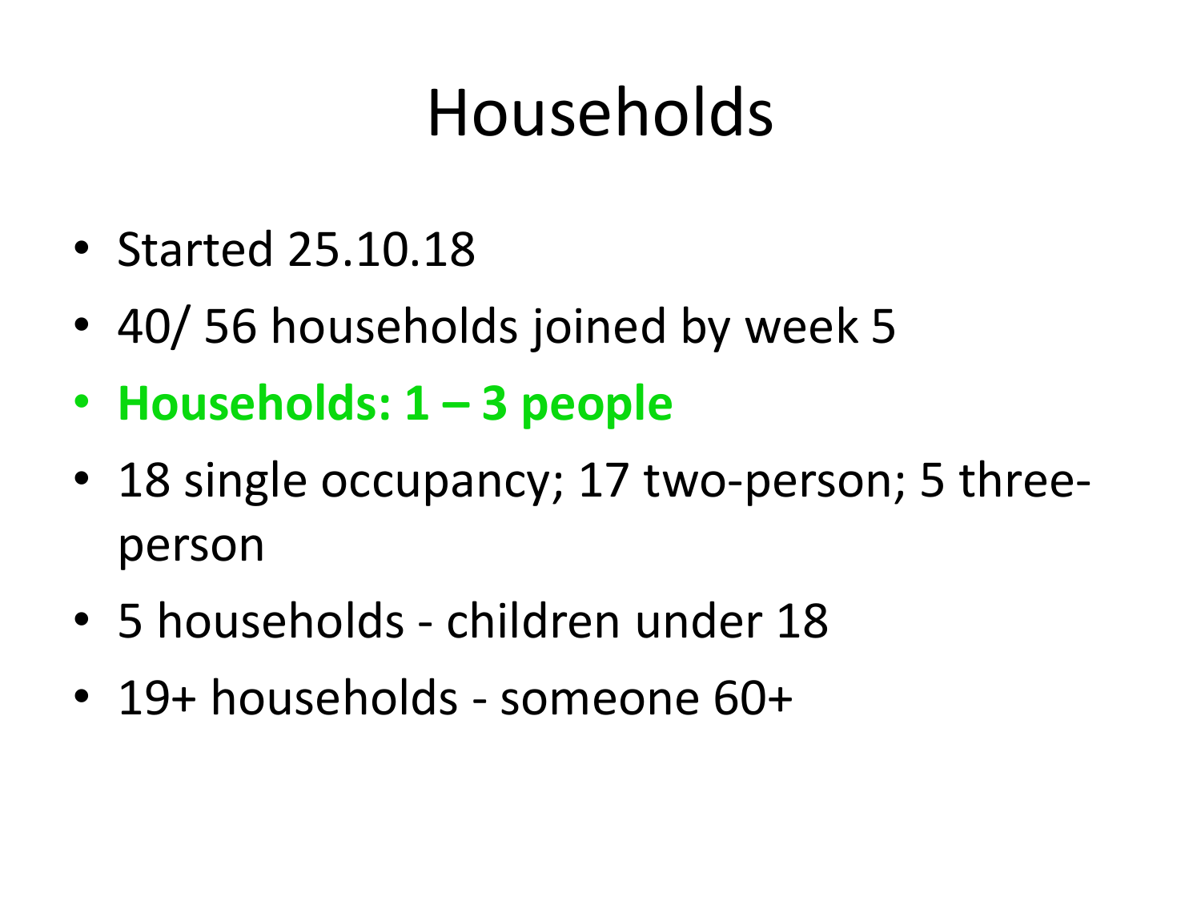# Households

- Started 25.10.18
- 40/ 56 households joined by week 5
- **Households: 1 – 3 people**
- 18 single occupancy; 17 two-person; 5 three-person
- 5 households - children under 18
- 19+ households - someone 60+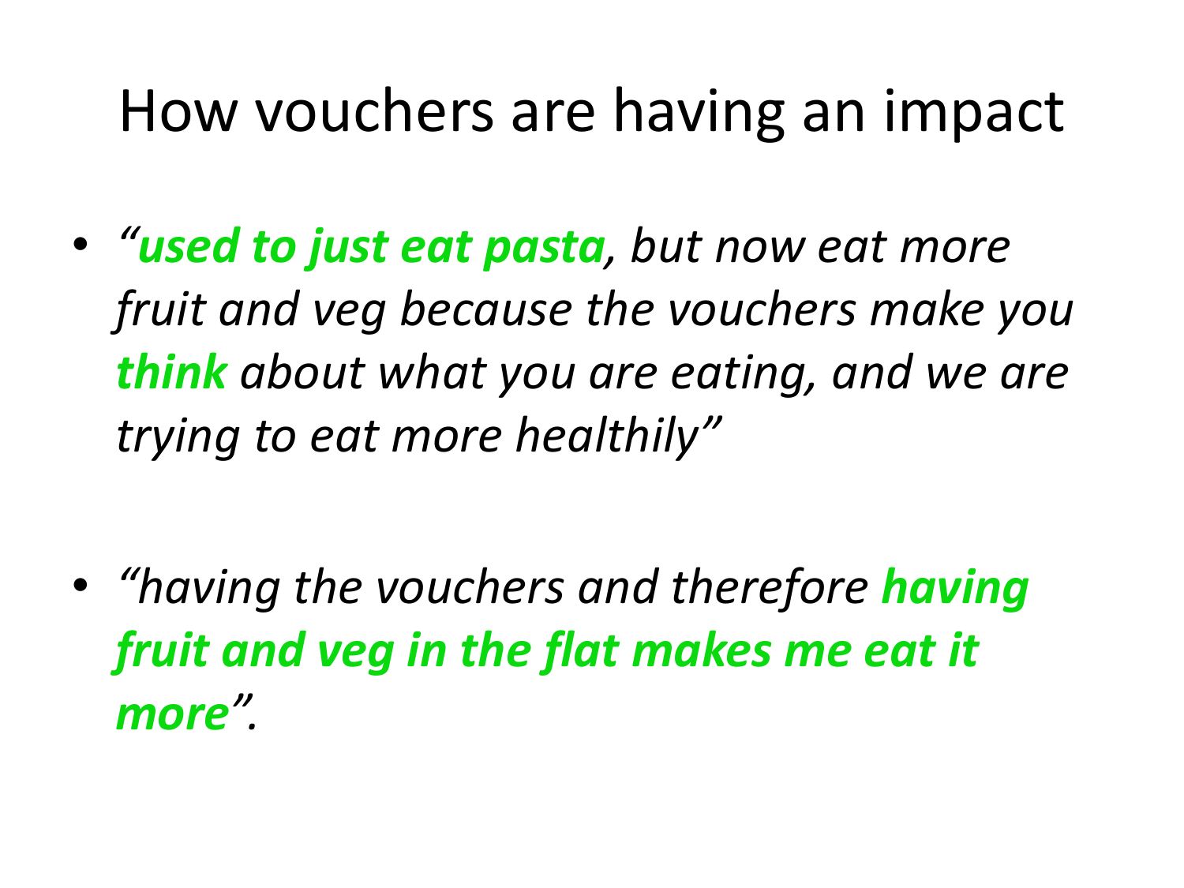# How vouchers are having an impact

- *"**used to just eat pasta**, but now eat more fruit and veg because the vouchers make you **think** about what you are eating, and we are trying to eat more healthily"*

- *"having the vouchers and therefore **having fruit and veg in the flat makes me eat it more**".*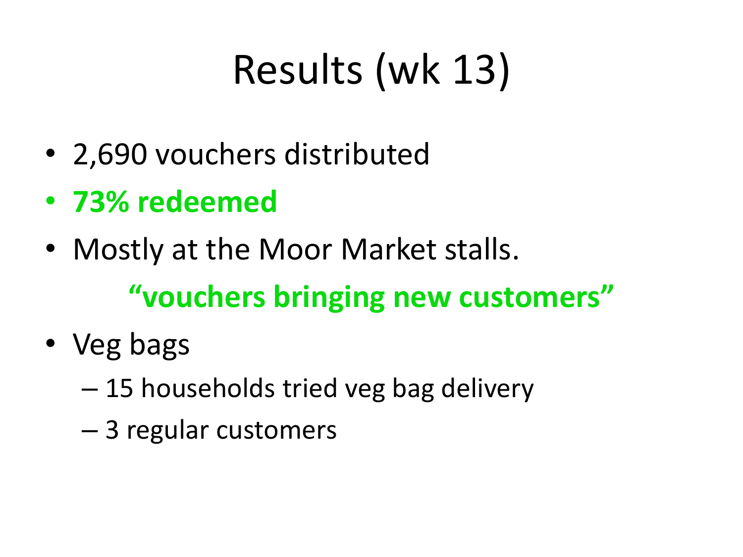# Results (wk 13)

- 2,690 vouchers distributed
- **73% redeemed**
- Mostly at the Moor Market stalls.

  **"vouchers bringing new customers"**

- Veg bags
  - 15 households tried veg bag delivery
  - 3 regular customers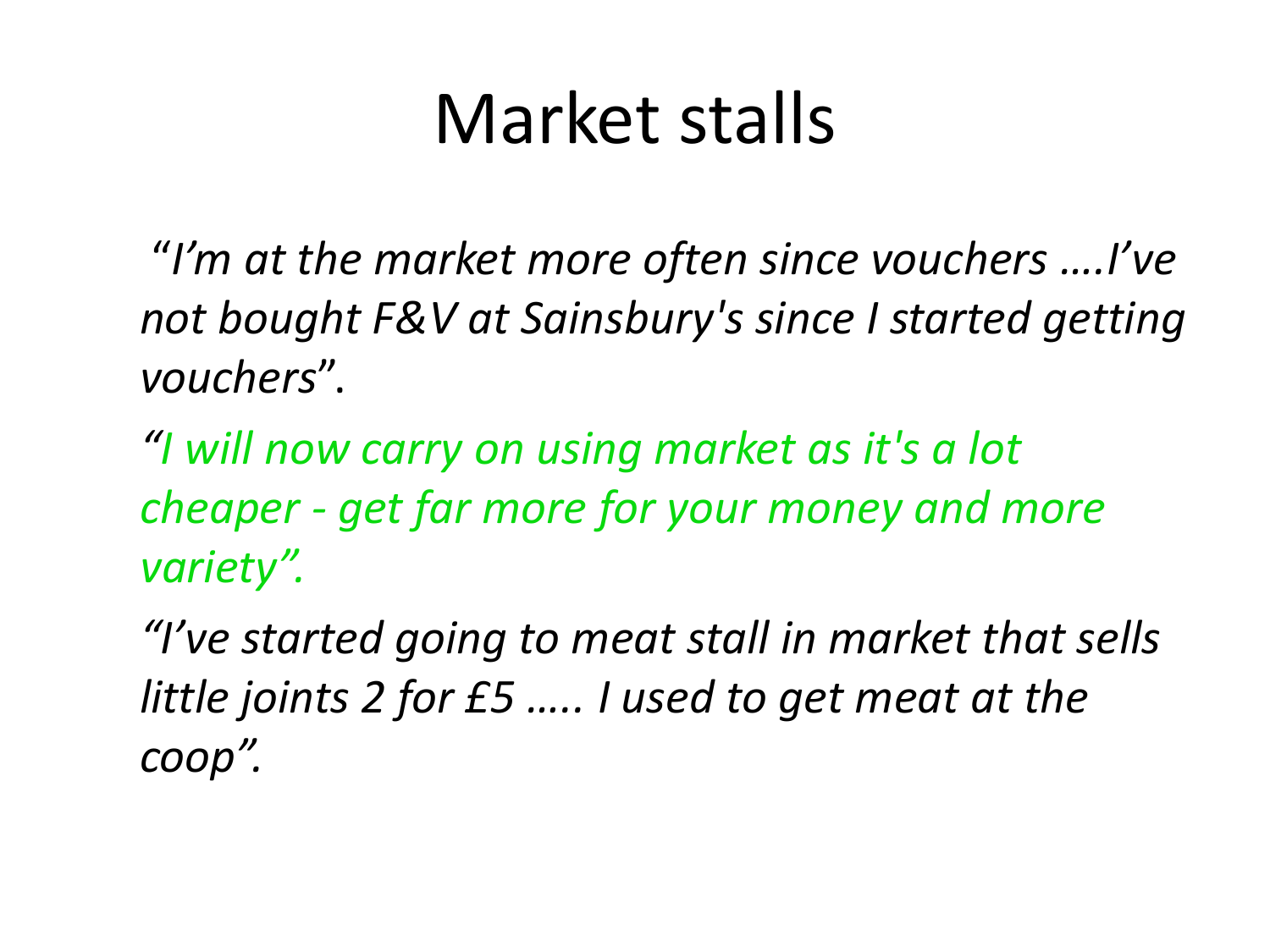# Market stalls

*"I'm at the market more often since vouchers ….I've not bought F&V at Sainsbury's since I started getting vouchers"*.

*"I will now carry on using market as it's a lot cheaper - get far more for your money and more variety".*

*"I've started going to meat stall in market that sells little joints 2 for £5 ….. I used to get meat at the coop".*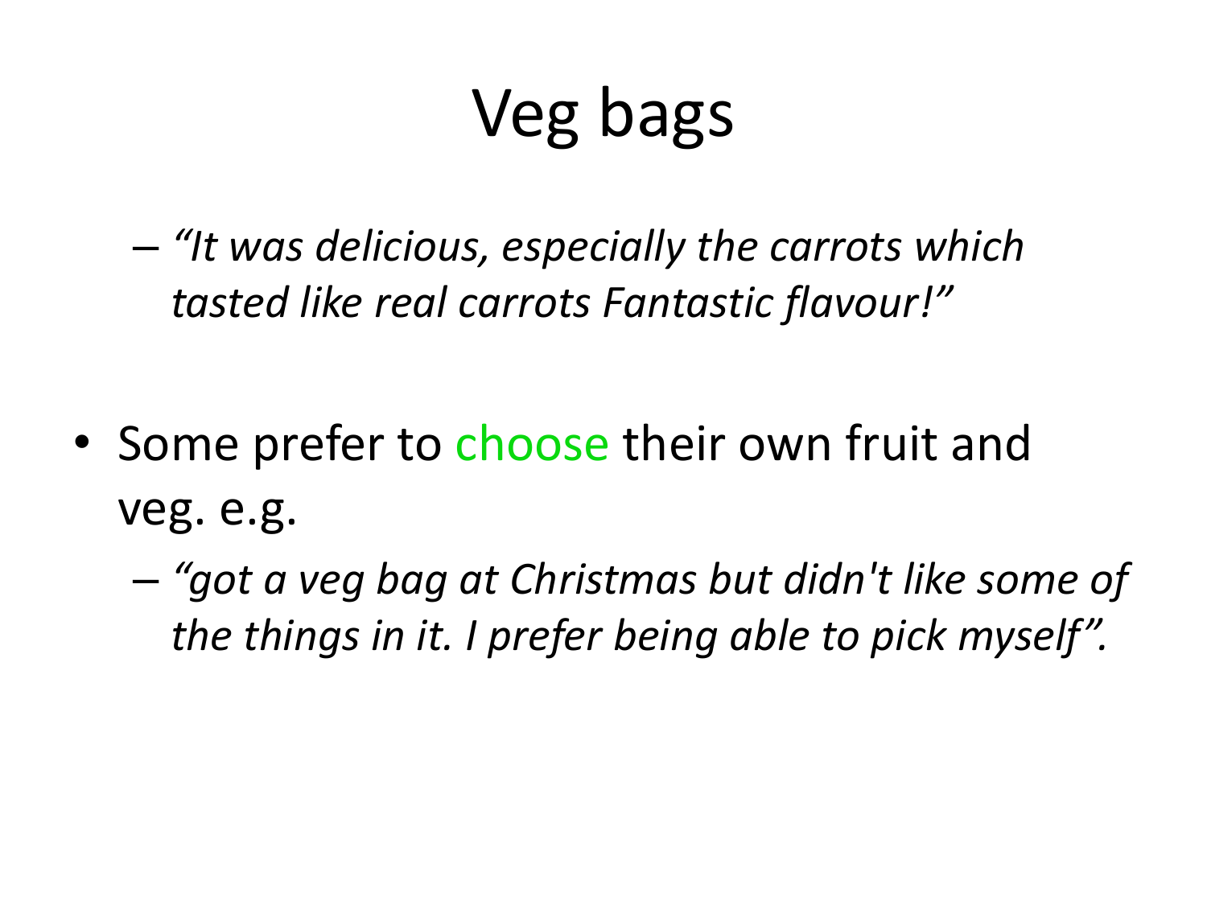# Veg bags

- *"It was delicious, especially the carrots which tasted like real carrots Fantastic flavour!"*

- Some prefer to choose their own fruit and veg. e.g.
  - *"got a veg bag at Christmas but didn't like some of the things in it. I prefer being able to pick myself".*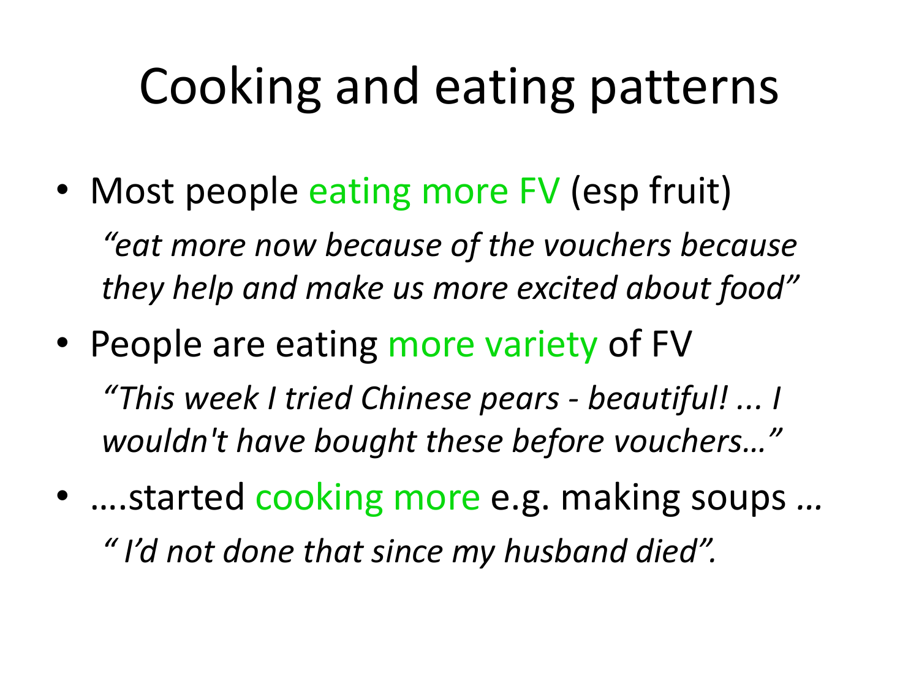# Cooking and eating patterns

- Most people eating more FV (esp fruit)

  *"eat more now because of the vouchers because they help and make us more excited about food"*

- People are eating more variety of FV

  *"This week I tried Chinese pears - beautiful! ... I wouldn't have bought these before vouchers…"*

- ….started cooking more e.g. making soups …

  *" I'd not done that since my husband died".*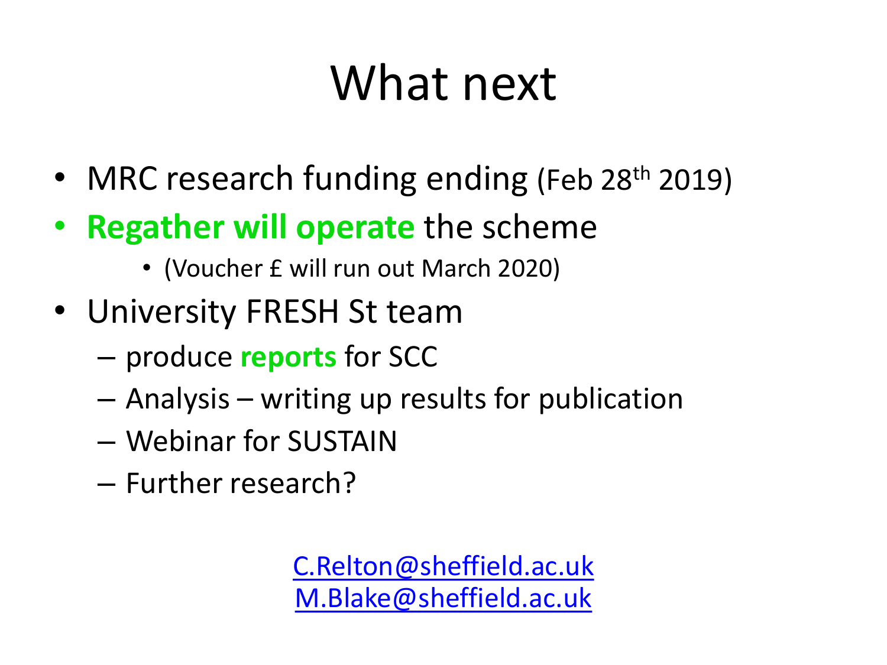# What next

- MRC research funding ending (Feb 28$^{th}$ 2019)
- **Regather will operate** the scheme
    - (Voucher £ will run out March 2020)
- University FRESH St team
    - produce **reports** for SCC
    - Analysis – writing up results for publication
    - Webinar for SUSTAIN
    - Further research?

C.Relton@sheffield.ac.uk
M.Blake@sheffield.ac.uk